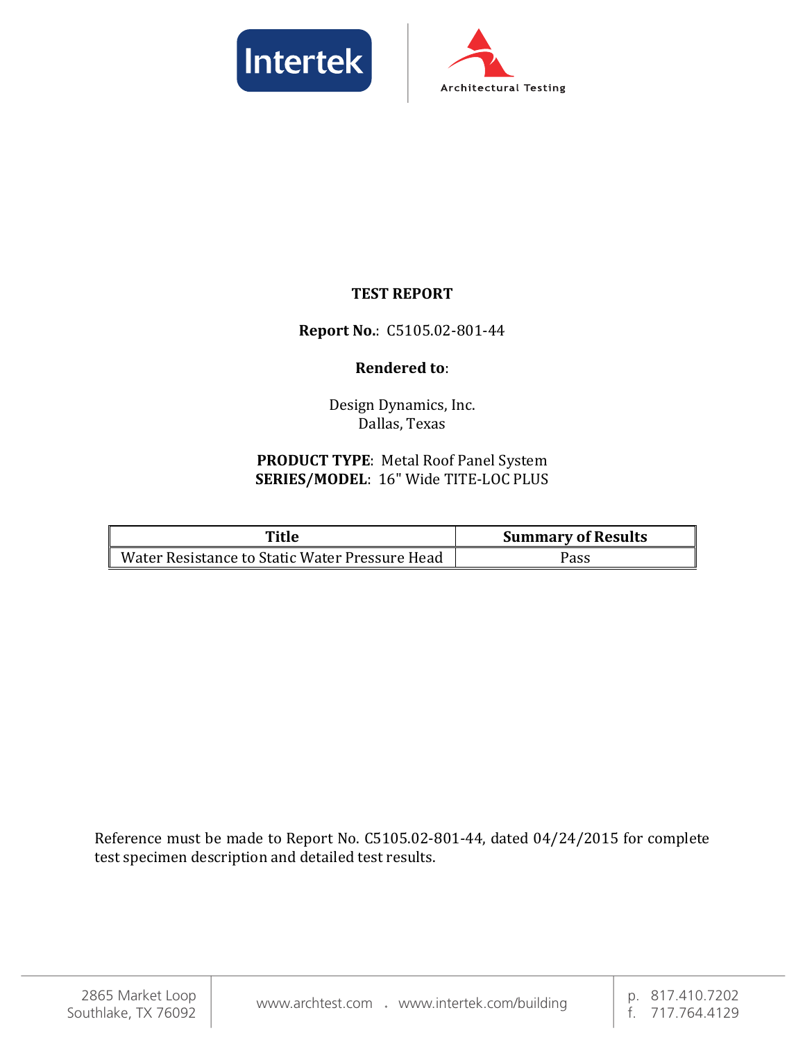# TEST REPORT

**Report No.**: C5105.02-801-44

**Rendered to**:

Design Dynamics, Inc.
Dallas, Texas

**PRODUCT TYPE**: Metal Roof Panel System
**SERIES/MODEL**: 16" Wide TITE-LOC PLUS

| Title | Summary of Results |
| --- | --- |
| Water Resistance to Static Water Pressure Head | Pass |

Reference must be made to Report No. C5105.02-801-44, dated 04/24/2015 for complete test specimen description and detailed test results.

2865 Market Loop
Southlake, TX 76092

www.archtest.com . www.intertek.com/building

p. 817.410.7202
f. 717.764.4129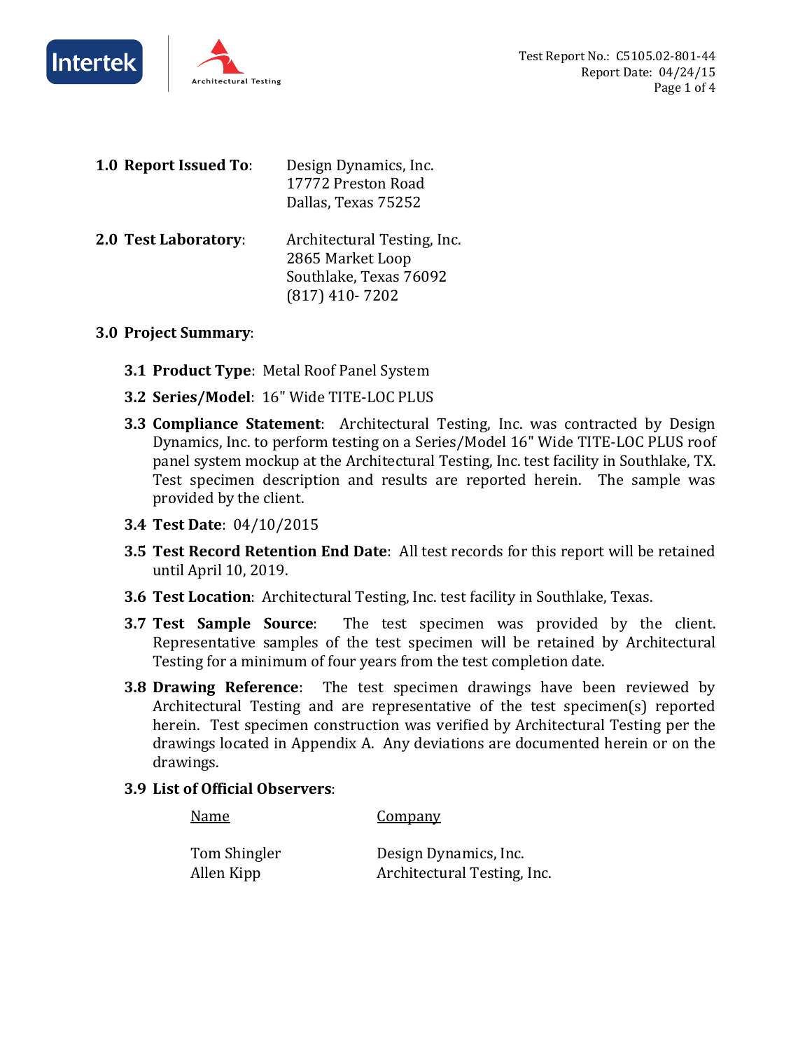**1.0 Report Issued To**: Design Dynamics, Inc.
17772 Preston Road
Dallas, Texas 75252

**2.0 Test Laboratory**: Architectural Testing, Inc.
2865 Market Loop
Southlake, Texas 76092
(817) 410- 7202

**3.0 Project Summary**:

**3.1 Product Type**: Metal Roof Panel System

**3.2 Series/Model**: 16" Wide TITE-LOC PLUS

**3.3 Compliance Statement**: Architectural Testing, Inc. was contracted by Design Dynamics, Inc. to perform testing on a Series/Model 16" Wide TITE-LOC PLUS roof panel system mockup at the Architectural Testing, Inc. test facility in Southlake, TX. Test specimen description and results are reported herein. The sample was provided by the client.

**3.4 Test Date**: 04/10/2015

**3.5 Test Record Retention End Date**: All test records for this report will be retained until April 10, 2019.

**3.6 Test Location**: Architectural Testing, Inc. test facility in Southlake, Texas.

**3.7 Test Sample Source**: The test specimen was provided by the client. Representative samples of the test specimen will be retained by Architectural Testing for a minimum of four years from the test completion date.

**3.8 Drawing Reference**: The test specimen drawings have been reviewed by Architectural Testing and are representative of the test specimen(s) reported herein. Test specimen construction was verified by Architectural Testing per the drawings located in Appendix A. Any deviations are documented herein or on the drawings.

**3.9 List of Official Observers**:

| Name | Company |
|---|---|
| Tom Shingler | Design Dynamics, Inc. |
| Allen Kipp | Architectural Testing, Inc. |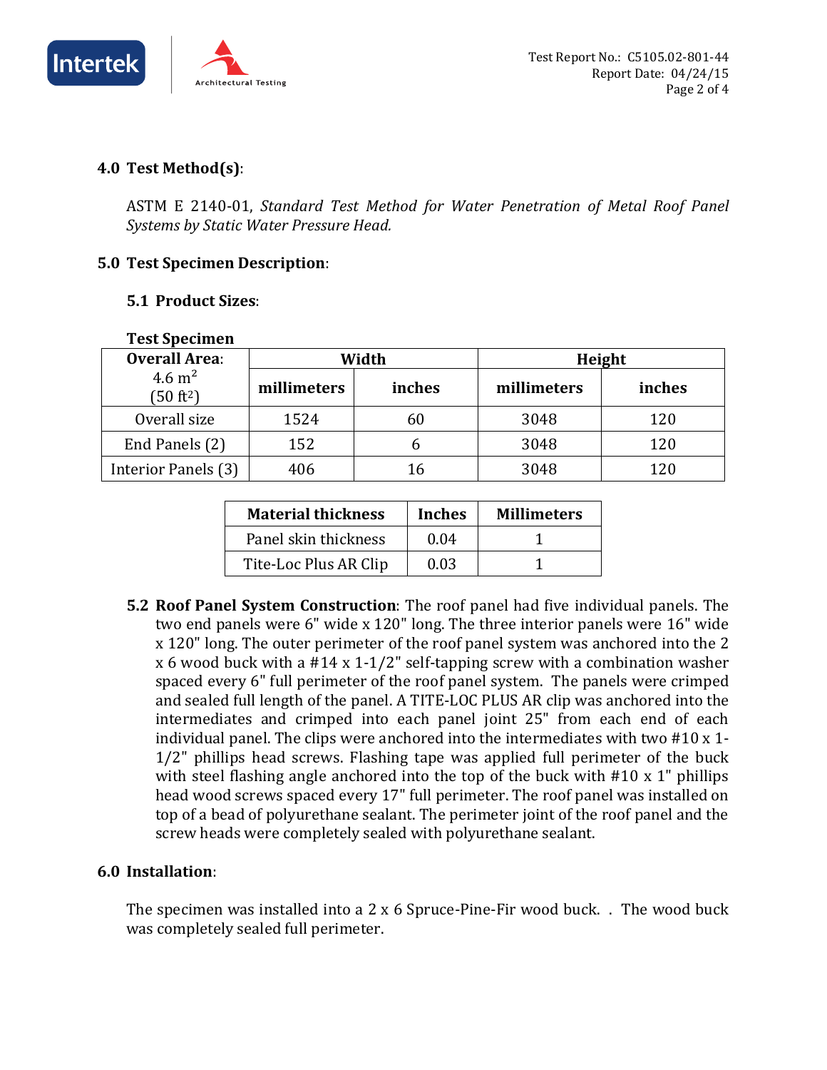## 4.0 Test Method(s):

ASTM E 2140-01, *Standard Test Method for Water Penetration of Metal Roof Panel Systems by Static Water Pressure Head.*

## 5.0 Test Specimen Description:

### 5.1 Product Sizes:

**Test Specimen**

| **Overall Area:** 4.6 $m^2$ (50 $ft^2$) | **Width** | | **Height** | |
|---|---|---|---|---|
| | **millimeters** | **inches** | **millimeters** | **inches** |
| Overall size | 1524 | 60 | 3048 | 120 |
| End Panels (2) | 152 | 6 | 3048 | 120 |
| Interior Panels (3) | 406 | 16 | 3048 | 120 |

| **Material thickness** | **Inches** | **Millimeters** |
|---|---|---|
| Panel skin thickness | 0.04 | 1 |
| Tite-Loc Plus AR Clip | 0.03 | 1 |

**5.2 Roof Panel System Construction**: The roof panel had five individual panels. The two end panels were 6" wide x 120" long. The three interior panels were 16" wide x 120" long. The outer perimeter of the roof panel system was anchored into the 2 x 6 wood buck with a #14 x 1-1/2" self-tapping screw with a combination washer spaced every 6" full perimeter of the roof panel system. The panels were crimped and sealed full length of the panel. A TITE-LOC PLUS AR clip was anchored into the intermediates and crimped into each panel joint 25" from each end of each individual panel. The clips were anchored into the intermediates with two #10 x 1-1/2" phillips head screws. Flashing tape was applied full perimeter of the buck with steel flashing angle anchored into the top of the buck with #10 x 1" phillips head wood screws spaced every 17" full perimeter. The roof panel was installed on top of a bead of polyurethane sealant. The perimeter joint of the roof panel and the screw heads were completely sealed with polyurethane sealant.

## 6.0 Installation:

The specimen was installed into a 2 x 6 Spruce-Pine-Fir wood buck. . The wood buck was completely sealed full perimeter.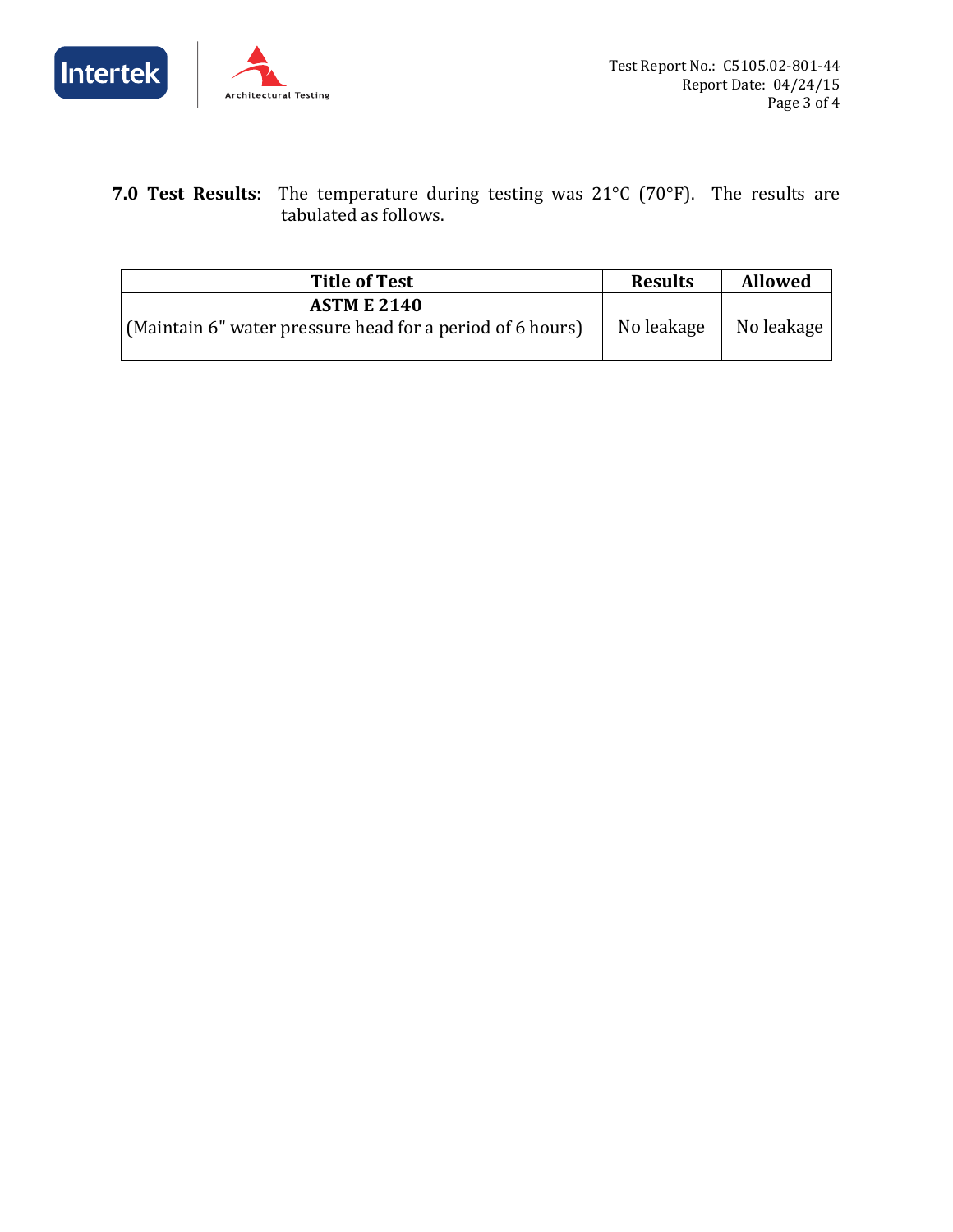**7.0 Test Results**: The temperature during testing was 21°C (70°F). The results are tabulated as follows.

| Title of Test | Results | Allowed |
|---|---|---|
| **ASTM E 2140** (Maintain 6" water pressure head for a period of 6 hours) | No leakage | No leakage |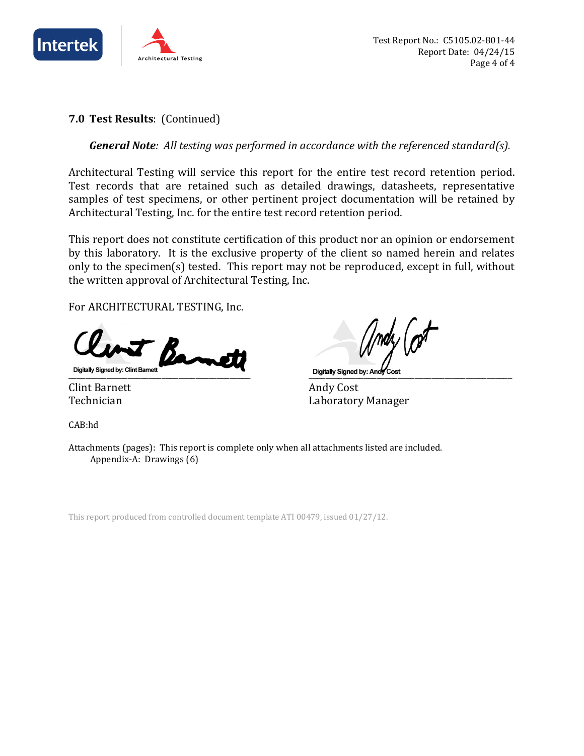**7.0 Test Results**: (Continued)

***General Note**: All testing was performed in accordance with the referenced standard(s).*

Architectural Testing will service this report for the entire test record retention period. Test records that are retained such as detailed drawings, datasheets, representative samples of test specimens, or other pertinent project documentation will be retained by Architectural Testing, Inc. for the entire test record retention period.

This report does not constitute certification of this product nor an opinion or endorsement by this laboratory. It is the exclusive property of the client so named herein and relates only to the specimen(s) tested. This report may not be reproduced, except in full, without the written approval of Architectural Testing, Inc.

For ARCHITECTURAL TESTING, Inc.

Digitally Signed by: Clint Barnett

Clint Barnett
Technician

Digitally Signed by: Andy Cost

Andy Cost
Laboratory Manager

CAB:hd

Attachments (pages): This report is complete only when all attachments listed are included.
Appendix-A: Drawings (6)

This report produced from controlled document template ATI 00479, issued 01/27/12.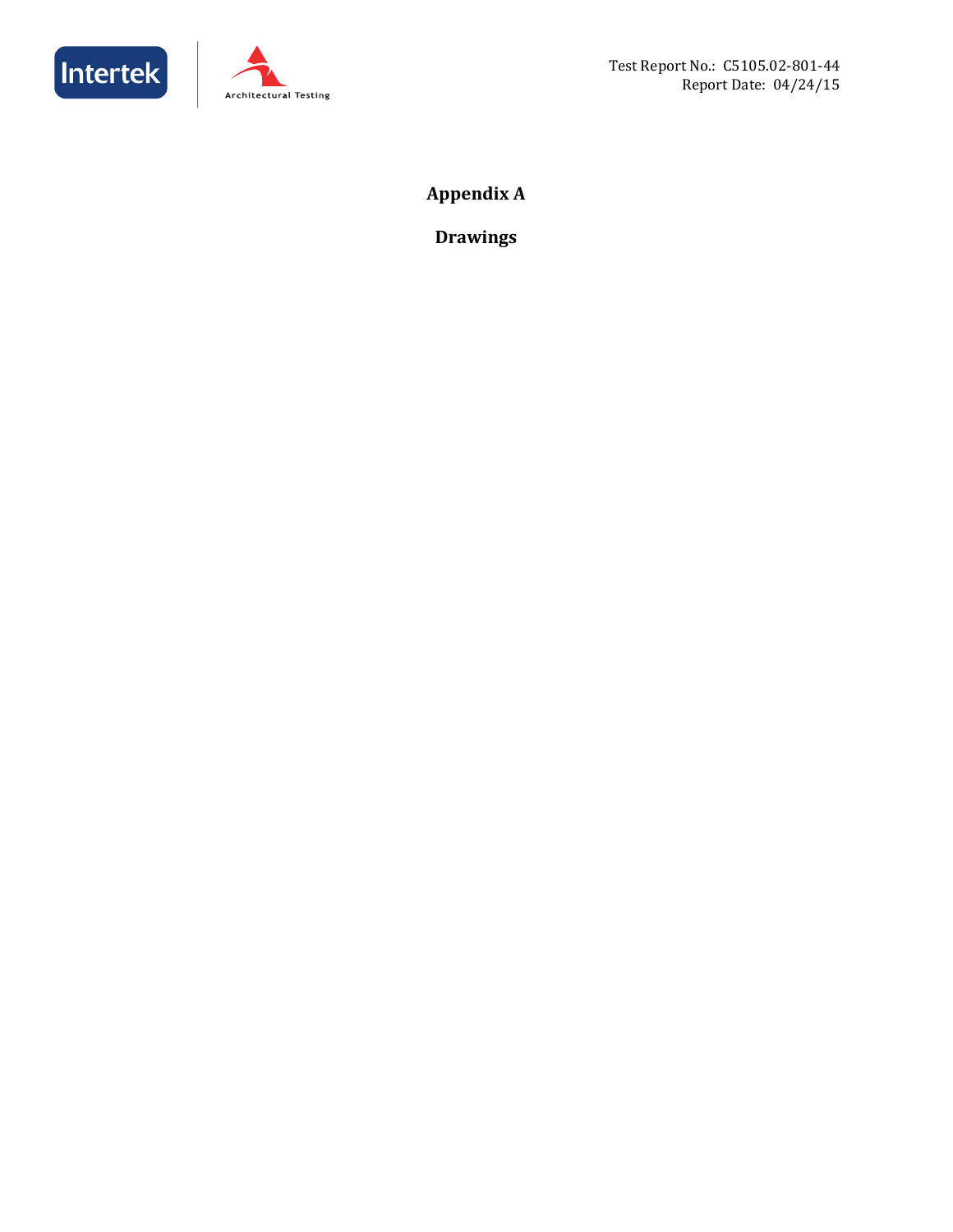# Appendix A

## Drawings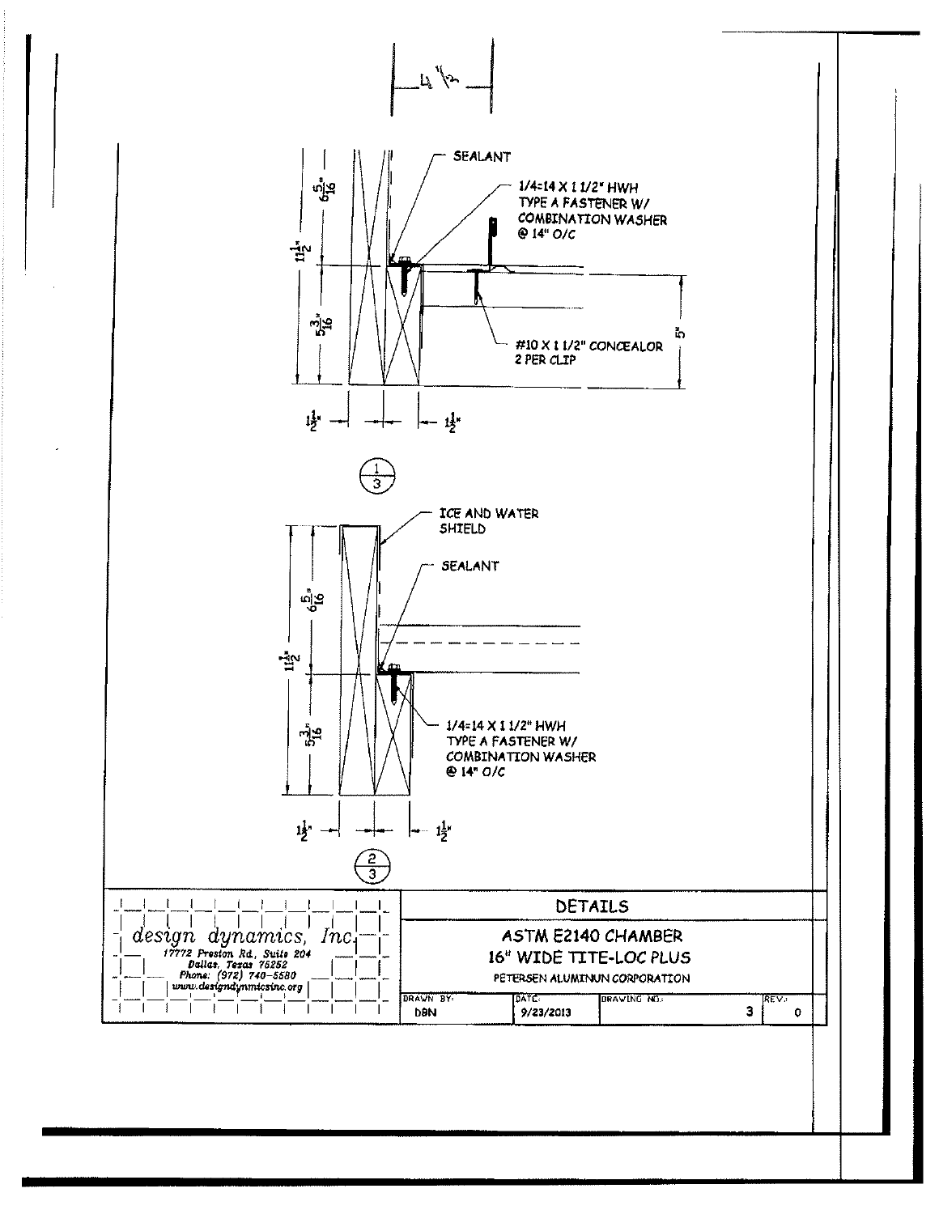4 1/2

SEALANT

1/4-14 X 1 1/2" HWH TYPE A FASTENER W/ COMBINATION WASHER @ 14" O/C

#10 X 1 1/2" CONCEALOR 2 PER CLIP

11 1/2"

6 5/16"

5 3/16"

5"

1 1/2"

1 1/2"

1/3

ICE AND WATER SHIELD

SEALANT

1/4-14 X 1 1/2" HWH TYPE A FASTENER W/ COMBINATION WASHER @ 14" O/C

11 1/2"

6 5/16"

5 3/16"

1 1/2"

1 1/2"

2/3

design dynamics, Inc.
17772 Preston Rd., Suite 204
Dallas, Texas 75252
Phone: (972) 740-5580
www.designdynamicsinc.org

| DETAILS | | | |
|---|---|---|---|
| ASTM E2140 CHAMBER<br>16" WIDE TITE-LOC PLUS<br>PETERSEN ALUMINUN CORPORATION | | | |
| DRAWN BY: DBN | DATE: 9/23/2013 | DRAWING NO.: 3 | REV.: 0 |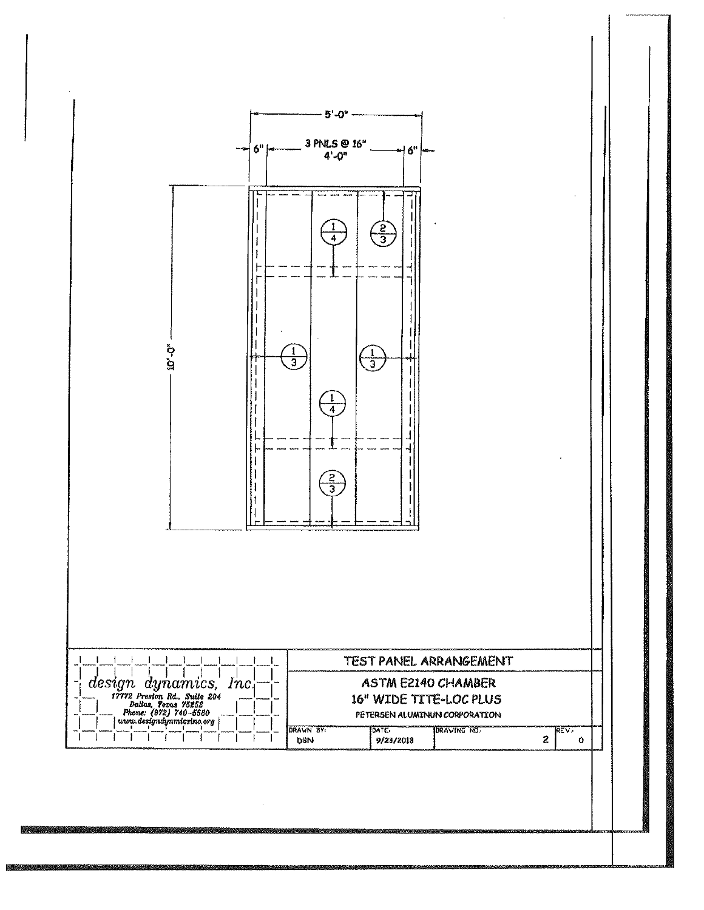5'-0"

6" | 3 PNLS @ 16" 4'-0" | 6"

10'-0"

1/4 | 2/3 | 1/3 | 1/3 | 1/4 | 2/3

| design dynamics, Inc. | TEST PANEL ARRANGEMENT | | | |
|---|---|---|---|---|
| 17772 Preston Rd., Suite 204 Dallas, Texas 75252 Phone: (972) 740-5580 www.designdynamicsinc.org | ASTM E2140 CHAMBER 16" WIDE TITE-LOC PLUS PETERSEN ALUMINUN CORPORATION | | | |
| | DRAWN BY: DBN | DATE: 9/23/2013 | DRAWING NO.: 2 | REV.: 0 |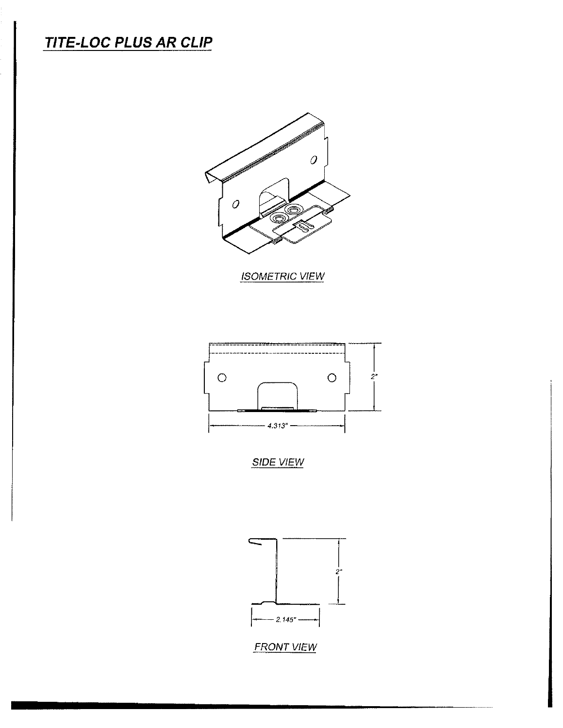## TITE-LOC PLUS AR CLIP

ISOMETRIC VIEW

2"

4.313"

SIDE VIEW

2"

2.145"

FRONT VIEW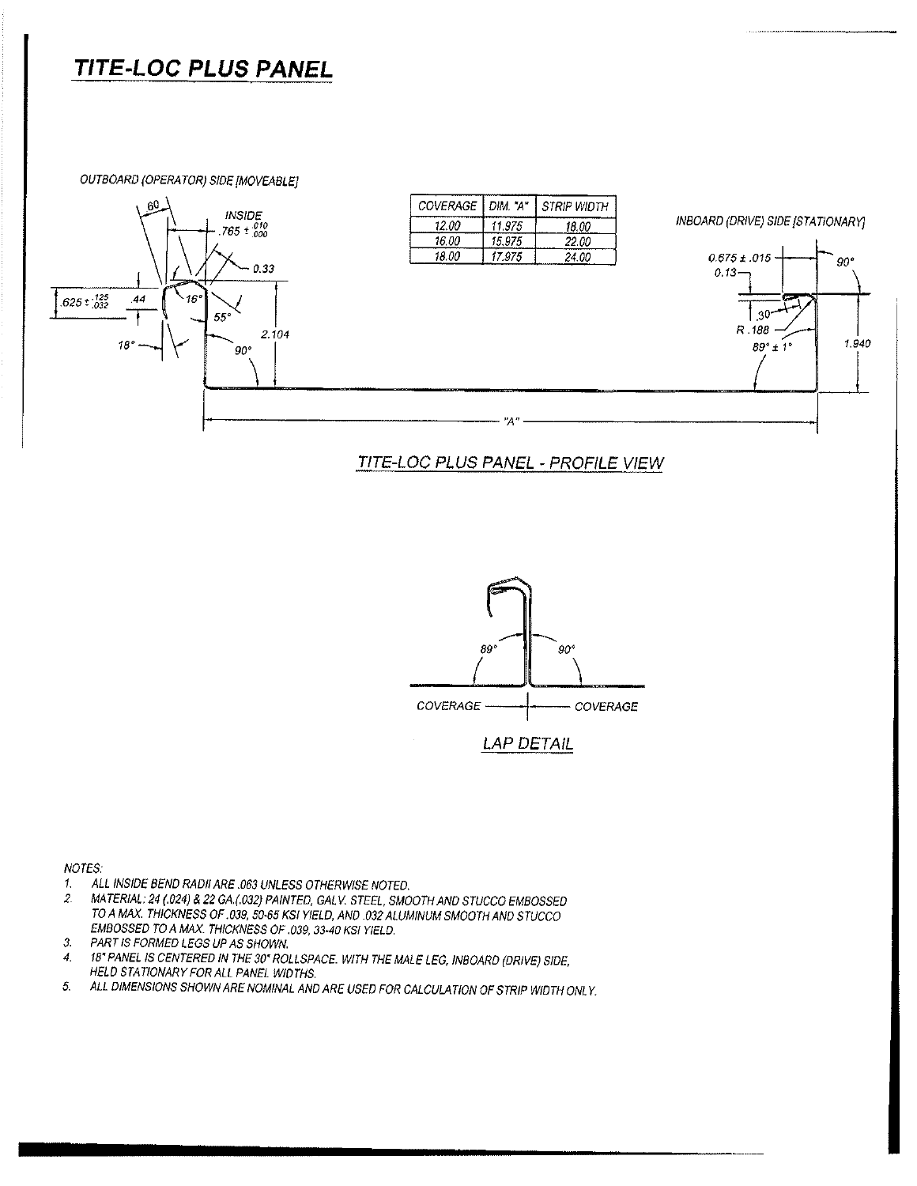# TITE-LOC PLUS PANEL

OUTBOARD (OPERATOR) SIDE [MOVEABLE]

| COVERAGE | DIM. "A" | STRIP WIDTH |
|---|---|---|
| 12.00 | 11.975 | 18.00 |
| 16.00 | 15.975 | 22.00 |
| 18.00 | 17.975 | 24.00 |

INBOARD (DRIVE) SIDE [STATIONARY]

TITE-LOC PLUS PANEL - PROFILE VIEW

LAP DETAIL

NOTES:

1. ALL INSIDE BEND RADII ARE .063 UNLESS OTHERWISE NOTED.
2. MATERIAL: 24 (.024) & 22 GA.(.032) PAINTED, GALV. STEEL, SMOOTH AND STUCCO EMBOSSED TO A MAX. THICKNESS OF .039, 50-65 KSI YIELD, AND .032 ALUMINUM SMOOTH AND STUCCO EMBOSSED TO A MAX. THICKNESS OF .039, 33-40 KSI YIELD.
3. PART IS FORMED LEGS UP AS SHOWN.
4. 18" PANEL IS CENTERED IN THE 30" ROLLSPACE. WITH THE MALE LEG, INBOARD (DRIVE) SIDE, HELD STATIONARY FOR ALL PANEL WIDTHS.
5. ALL DIMENSIONS SHOWN ARE NOMINAL AND ARE USED FOR CALCULATION OF STRIP WIDTH ONLY.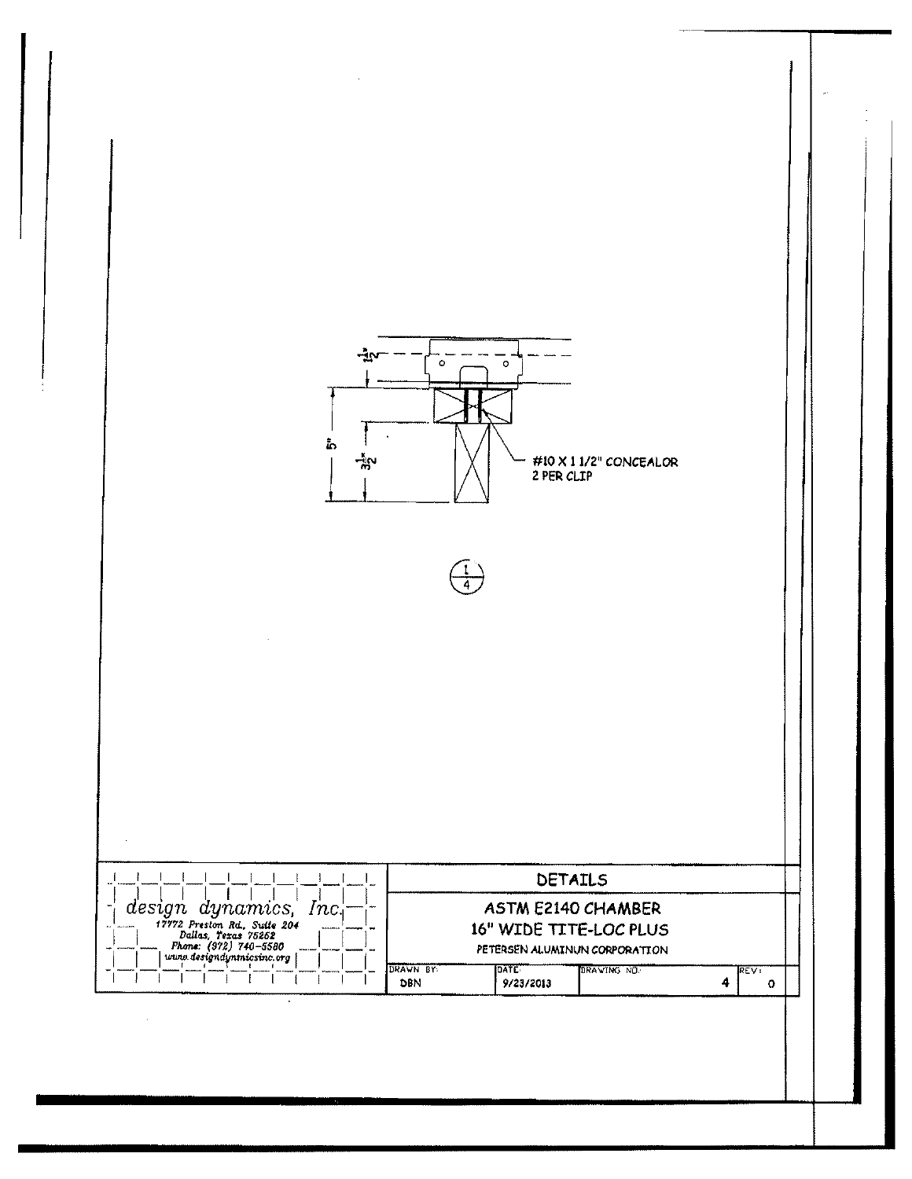1½"

5"

3½"

#10 X 1 1/2" CONCEALOR
2 PER CLIP

1/4

*design dynamics, Inc.*
17772 Preston Rd., Suite 204
Dallas, Texas 75252
Phone: (972) 740-5580
www.designdynamicsinc.org

| DETAILS | | | |
|---|---|---|---|
| ASTM E2140 CHAMBER<br>16" WIDE TITE-LOC PLUS<br>PETERSEN ALUMINUN CORPORATION | | | |
| DRAWN BY: DBN | DATE: 9/23/2013 | DRAWING NO.: 4 | REV: 0 |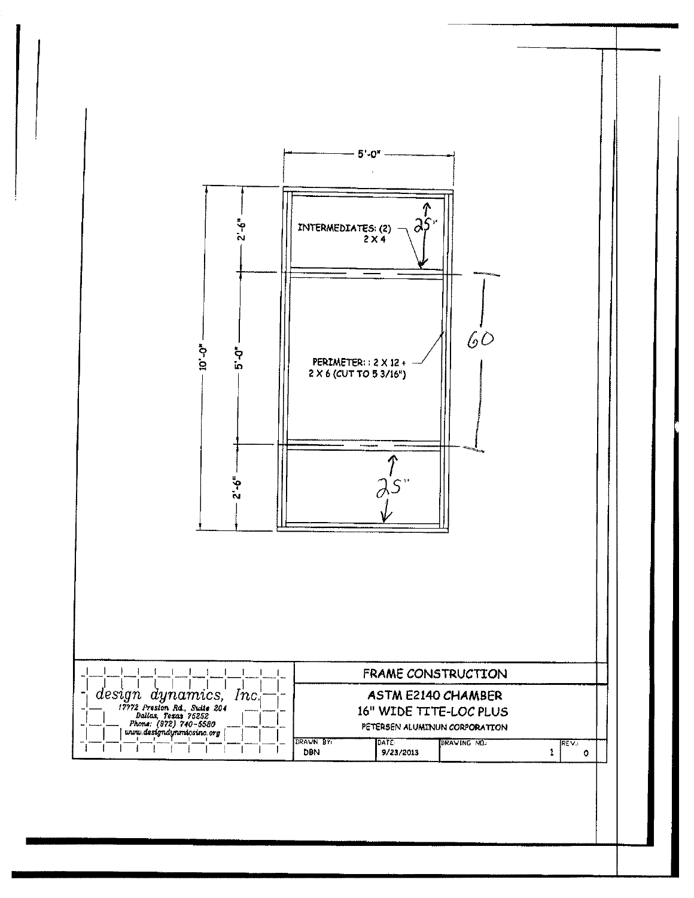5'-0"

2'-6"

10'-0"

5'-0"

2'-6"

INTERMEDIATES: (2) 2 X 4

25"

PERIMETER: : 2 X 12 + 2 X 6 (CUT TO 5 3/16")

60

25"

design dynamics, Inc.
17772 Preston Rd., Suite 204
Dallas, Texas 75252
Phone: (972) 740-5580
www.designdynamicsinc.org

FRAME CONSTRUCTION

ASTM E2140 CHAMBER
16" WIDE TITE-LOC PLUS
PETERSEN ALUMINUN CORPORATION

| DRAWN BY: | DATE: | DRAWING NO: | REV.: |
| --- | --- | --- | --- |
| DBN | 9/23/2013 | 1 | 0 |